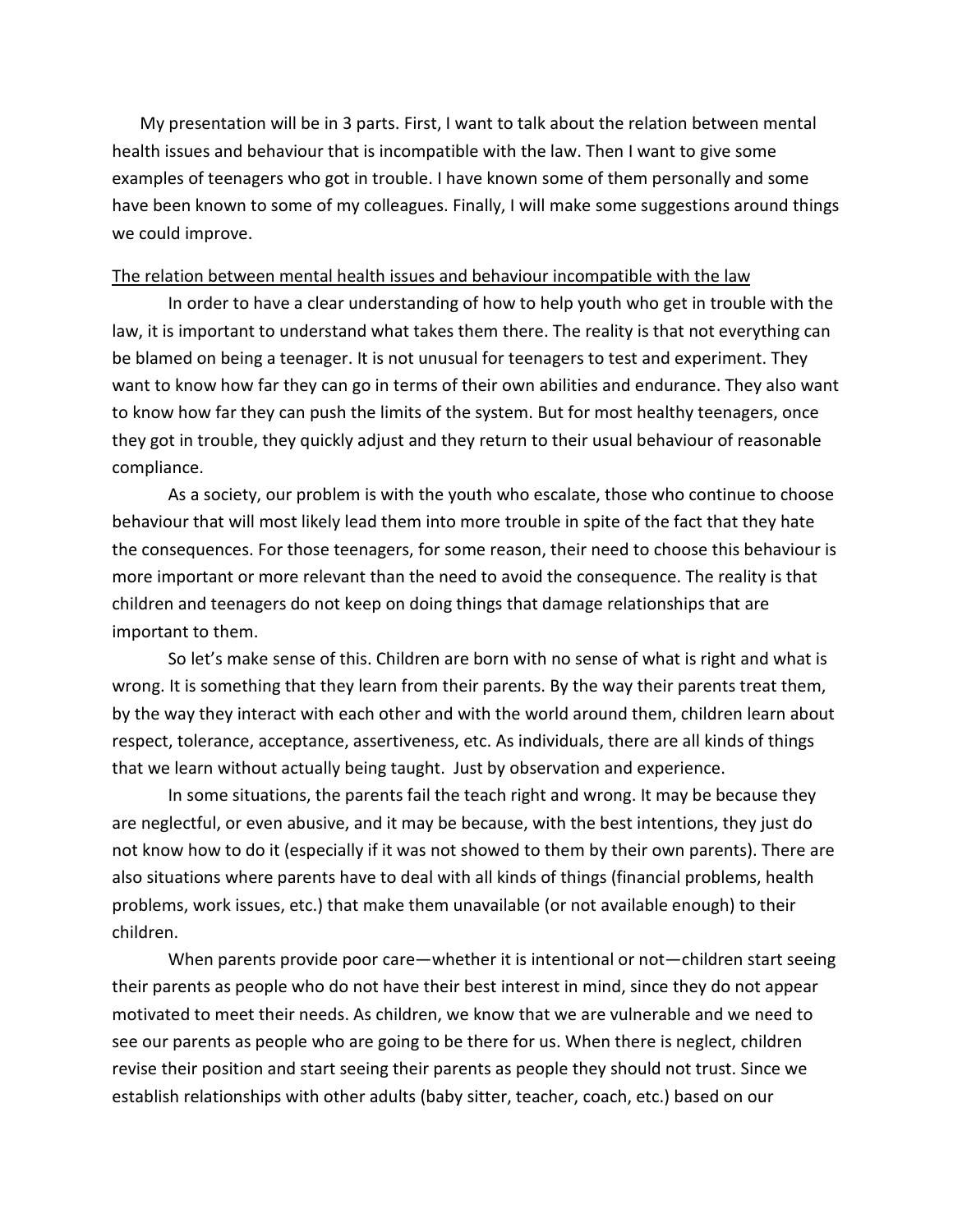My presentation will be in 3 parts. First, I want to talk about the relation between mental health issues and behaviour that is incompatible with the law. Then I want to give some examples of teenagers who got in trouble. I have known some of them personally and some have been known to some of my colleagues. Finally, I will make some suggestions around things we could improve.

<u>The relation between mental health issues and behaviour incompatible with the law</u>

In order to have a clear understanding of how to help youth who get in trouble with the law, it is important to understand what takes them there. The reality is that not everything can be blamed on being a teenager. It is not unusual for teenagers to test and experiment. They want to know how far they can go in terms of their own abilities and endurance. They also want to know how far they can push the limits of the system. But for most healthy teenagers, once they got in trouble, they quickly adjust and they return to their usual behaviour of reasonable compliance.

As a society, our problem is with the youth who escalate, those who continue to choose behaviour that will most likely lead them into more trouble in spite of the fact that they hate the consequences. For those teenagers, for some reason, their need to choose this behaviour is more important or more relevant than the need to avoid the consequence. The reality is that children and teenagers do not keep on doing things that damage relationships that are important to them.

So let's make sense of this. Children are born with no sense of what is right and what is wrong. It is something that they learn from their parents. By the way their parents treat them, by the way they interact with each other and with the world around them, children learn about respect, tolerance, acceptance, assertiveness, etc. As individuals, there are all kinds of things that we learn without actually being taught. Just by observation and experience.

In some situations, the parents fail the teach right and wrong. It may be because they are neglectful, or even abusive, and it may be because, with the best intentions, they just do not know how to do it (especially if it was not showed to them by their own parents). There are also situations where parents have to deal with all kinds of things (financial problems, health problems, work issues, etc.) that make them unavailable (or not available enough) to their children.

When parents provide poor care—whether it is intentional or not—children start seeing their parents as people who do not have their best interest in mind, since they do not appear motivated to meet their needs. As children, we know that we are vulnerable and we need to see our parents as people who are going to be there for us. When there is neglect, children revise their position and start seeing their parents as people they should not trust. Since we establish relationships with other adults (baby sitter, teacher, coach, etc.) based on our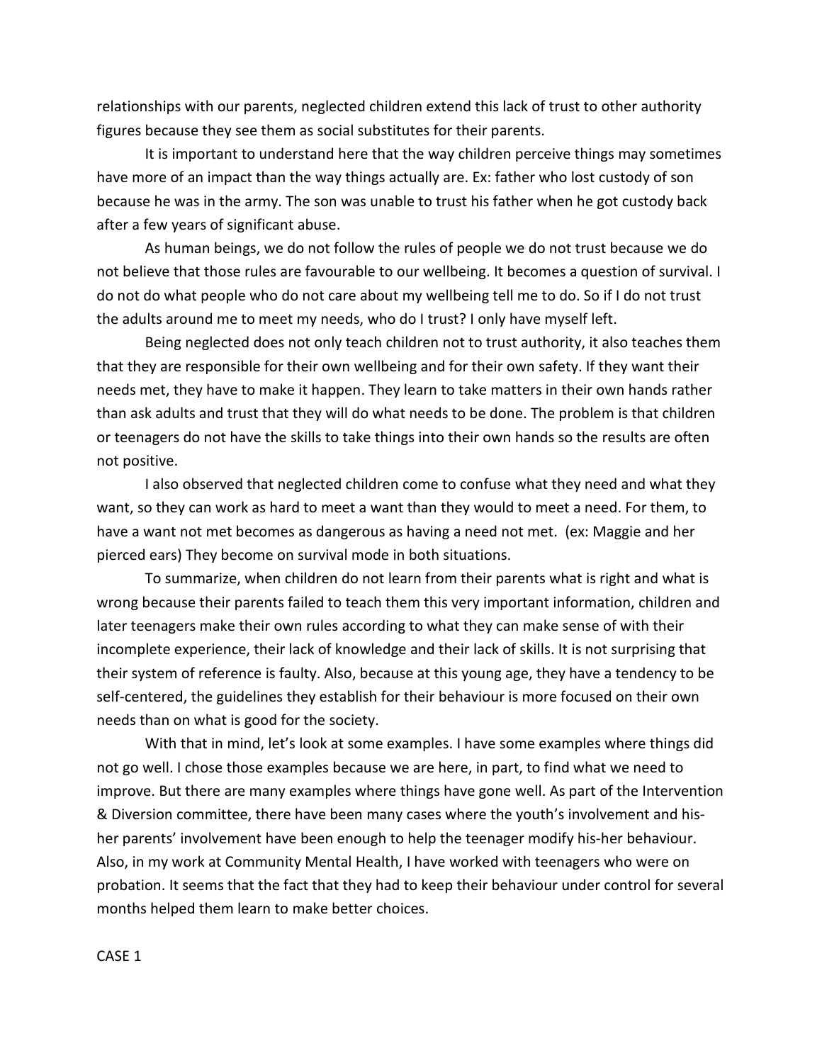relationships with our parents, neglected children extend this lack of trust to other authority figures because they see them as social substitutes for their parents.

It is important to understand here that the way children perceive things may sometimes have more of an impact than the way things actually are. Ex: father who lost custody of son because he was in the army. The son was unable to trust his father when he got custody back after a few years of significant abuse.

As human beings, we do not follow the rules of people we do not trust because we do not believe that those rules are favourable to our wellbeing. It becomes a question of survival. I do not do what people who do not care about my wellbeing tell me to do. So if I do not trust the adults around me to meet my needs, who do I trust? I only have myself left.

Being neglected does not only teach children not to trust authority, it also teaches them that they are responsible for their own wellbeing and for their own safety. If they want their needs met, they have to make it happen. They learn to take matters in their own hands rather than ask adults and trust that they will do what needs to be done. The problem is that children or teenagers do not have the skills to take things into their own hands so the results are often not positive.

I also observed that neglected children come to confuse what they need and what they want, so they can work as hard to meet a want than they would to meet a need. For them, to have a want not met becomes as dangerous as having a need not met. (ex: Maggie and her pierced ears) They become on survival mode in both situations.

To summarize, when children do not learn from their parents what is right and what is wrong because their parents failed to teach them this very important information, children and later teenagers make their own rules according to what they can make sense of with their incomplete experience, their lack of knowledge and their lack of skills. It is not surprising that their system of reference is faulty. Also, because at this young age, they have a tendency to be self-centered, the guidelines they establish for their behaviour is more focused on their own needs than on what is good for the society.

With that in mind, let's look at some examples. I have some examples where things did not go well. I chose those examples because we are here, in part, to find what we need to improve. But there are many examples where things have gone well. As part of the Intervention & Diversion committee, there have been many cases where the youth's involvement and his-her parents' involvement have been enough to help the teenager modify his-her behaviour. Also, in my work at Community Mental Health, I have worked with teenagers who were on probation. It seems that the fact that they had to keep their behaviour under control for several months helped them learn to make better choices.

CASE 1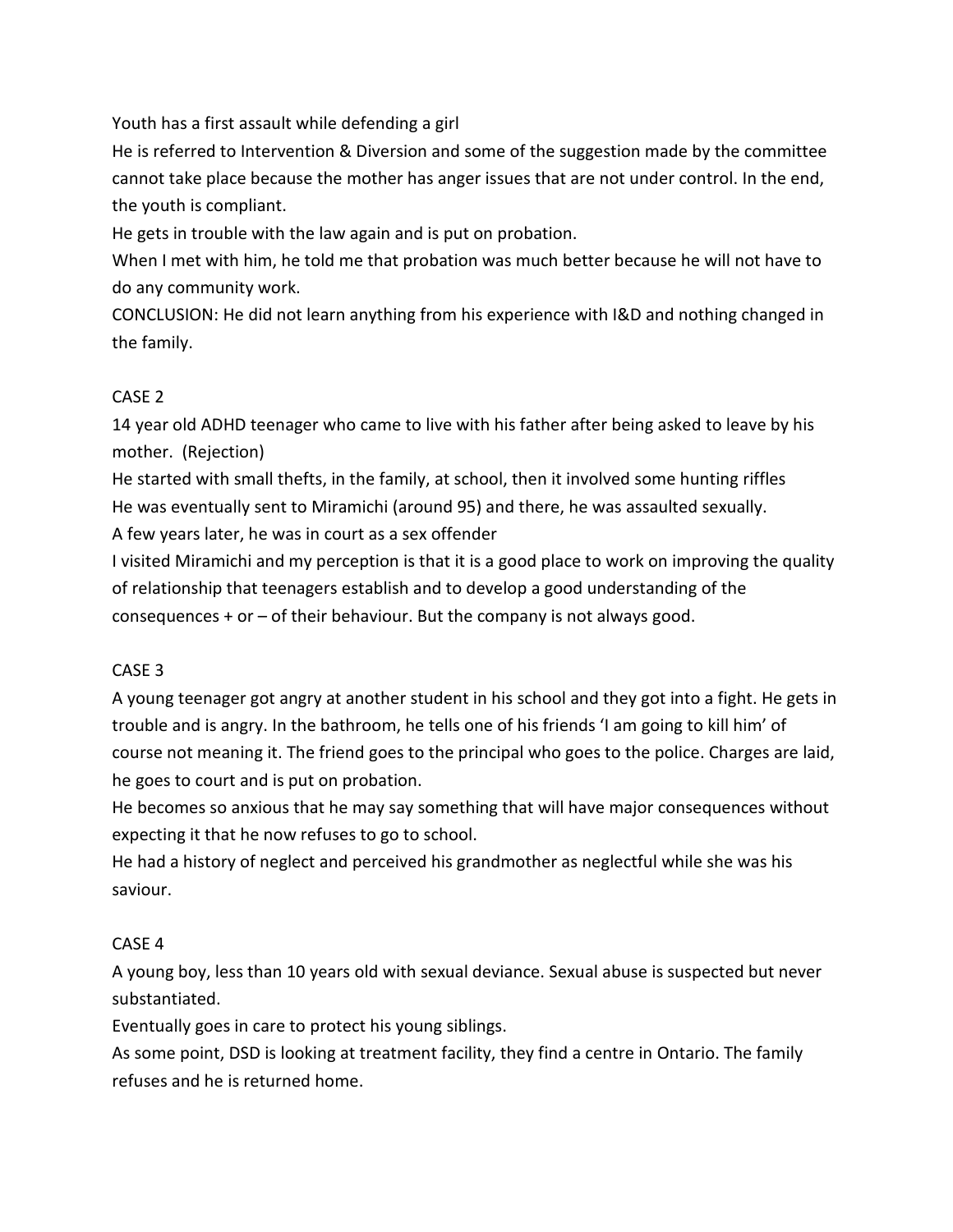Youth has a first assault while defending a girl

He is referred to Intervention & Diversion and some of the suggestion made by the committee cannot take place because the mother has anger issues that are not under control. In the end, the youth is compliant.

He gets in trouble with the law again and is put on probation.

When I met with him, he told me that probation was much better because he will not have to do any community work.

CONCLUSION: He did not learn anything from his experience with I&D and nothing changed in the family.

CASE 2

14 year old ADHD teenager who came to live with his father after being asked to leave by his mother. (Rejection)

He started with small thefts, in the family, at school, then it involved some hunting riffles

He was eventually sent to Miramichi (around 95) and there, he was assaulted sexually.

A few years later, he was in court as a sex offender

I visited Miramichi and my perception is that it is a good place to work on improving the quality of relationship that teenagers establish and to develop a good understanding of the consequences + or – of their behaviour. But the company is not always good.

CASE 3

A young teenager got angry at another student in his school and they got into a fight. He gets in trouble and is angry. In the bathroom, he tells one of his friends 'I am going to kill him' of course not meaning it. The friend goes to the principal who goes to the police. Charges are laid, he goes to court and is put on probation.

He becomes so anxious that he may say something that will have major consequences without expecting it that he now refuses to go to school.

He had a history of neglect and perceived his grandmother as neglectful while she was his saviour.

CASE 4

A young boy, less than 10 years old with sexual deviance. Sexual abuse is suspected but never substantiated.

Eventually goes in care to protect his young siblings.

As some point, DSD is looking at treatment facility, they find a centre in Ontario. The family refuses and he is returned home.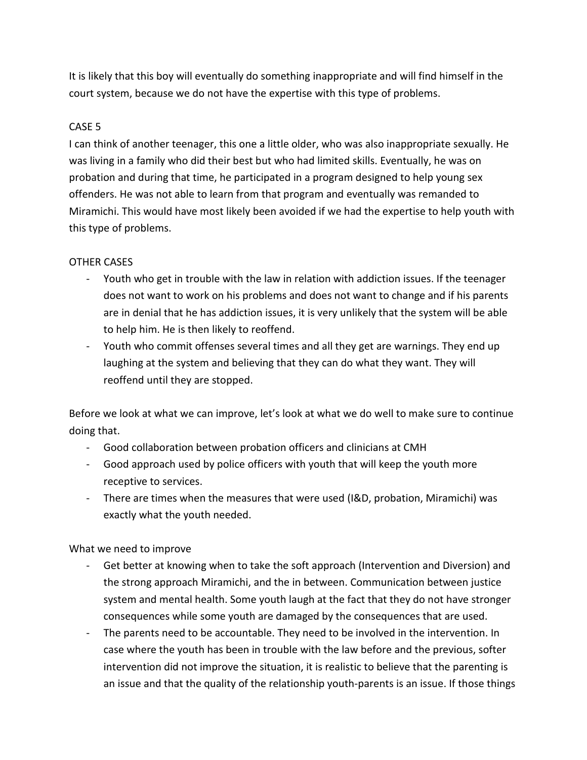It is likely that this boy will eventually do something inappropriate and will find himself in the court system, because we do not have the expertise with this type of problems.

CASE 5

I can think of another teenager, this one a little older, who was also inappropriate sexually. He was living in a family who did their best but who had limited skills. Eventually, he was on probation and during that time, he participated in a program designed to help young sex offenders. He was not able to learn from that program and eventually was remanded to Miramichi. This would have most likely been avoided if we had the expertise to help youth with this type of problems.

OTHER CASES

- Youth who get in trouble with the law in relation with addiction issues. If the teenager does not want to work on his problems and does not want to change and if his parents are in denial that he has addiction issues, it is very unlikely that the system will be able to help him. He is then likely to reoffend.
- Youth who commit offenses several times and all they get are warnings. They end up laughing at the system and believing that they can do what they want. They will reoffend until they are stopped.

Before we look at what we can improve, let's look at what we do well to make sure to continue doing that.

- Good collaboration between probation officers and clinicians at CMH
- Good approach used by police officers with youth that will keep the youth more receptive to services.
- There are times when the measures that were used (I&D, probation, Miramichi) was exactly what the youth needed.

What we need to improve

- Get better at knowing when to take the soft approach (Intervention and Diversion) and the strong approach Miramichi, and the in between. Communication between justice system and mental health. Some youth laugh at the fact that they do not have stronger consequences while some youth are damaged by the consequences that are used.
- The parents need to be accountable. They need to be involved in the intervention. In case where the youth has been in trouble with the law before and the previous, softer intervention did not improve the situation, it is realistic to believe that the parenting is an issue and that the quality of the relationship youth-parents is an issue. If those things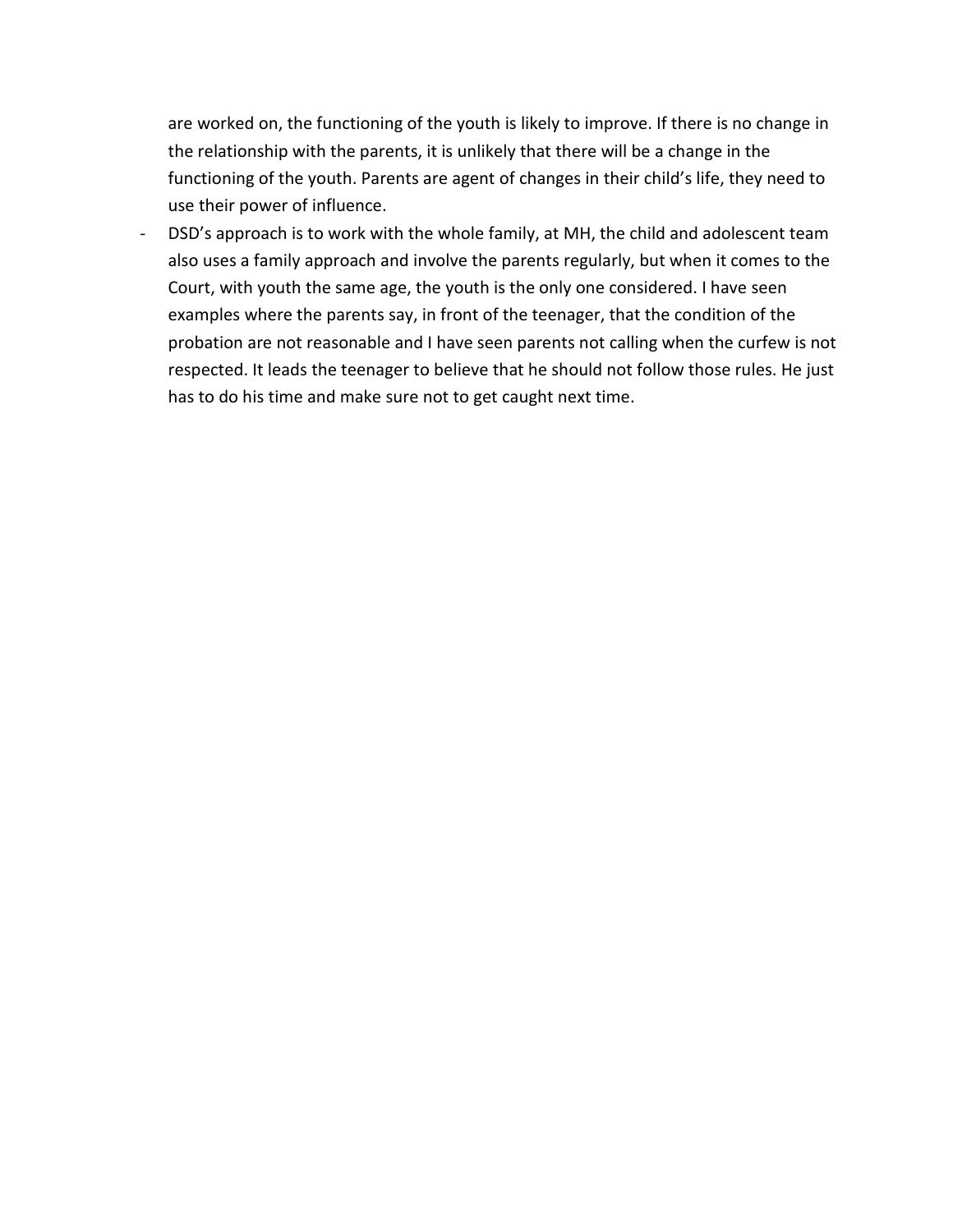are worked on, the functioning of the youth is likely to improve. If there is no change in the relationship with the parents, it is unlikely that there will be a change in the functioning of the youth. Parents are agent of changes in their child's life, they need to use their power of influence.

- DSD's approach is to work with the whole family, at MH, the child and adolescent team also uses a family approach and involve the parents regularly, but when it comes to the Court, with youth the same age, the youth is the only one considered. I have seen examples where the parents say, in front of the teenager, that the condition of the probation are not reasonable and I have seen parents not calling when the curfew is not respected. It leads the teenager to believe that he should not follow those rules. He just has to do his time and make sure not to get caught next time.